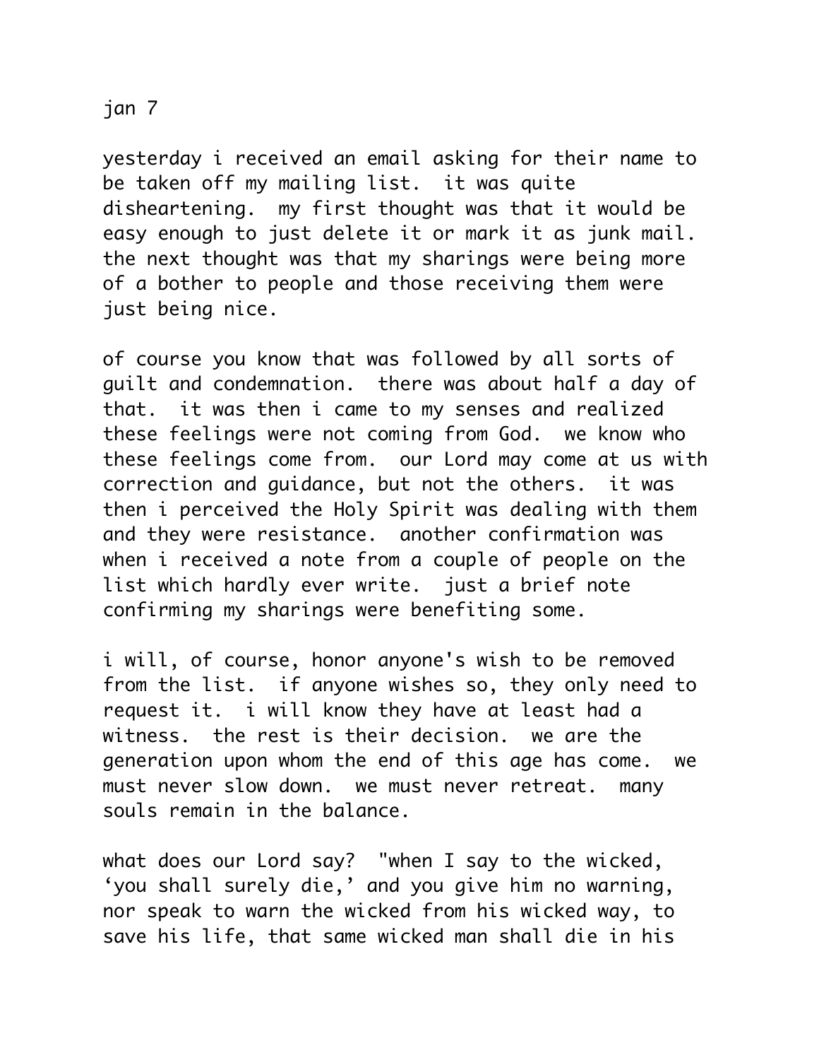jan 7

yesterday i received an email asking for their name to be taken off my mailing list. it was quite disheartening. my first thought was that it would be easy enough to just delete it or mark it as junk mail. the next thought was that my sharings were being more of a bother to people and those receiving them were just being nice.

of course you know that was followed by all sorts of guilt and condemnation. there was about half a day of that. it was then i came to my senses and realized these feelings were not coming from God. we know who these feelings come from. our Lord may come at us with correction and guidance, but not the others. it was then i perceived the Holy Spirit was dealing with them and they were resistance. another confirmation was when i received a note from a couple of people on the list which hardly ever write. just a brief note confirming my sharings were benefiting some.

i will, of course, honor anyone's wish to be removed from the list. if anyone wishes so, they only need to request it. i will know they have at least had a witness. the rest is their decision. we are the generation upon whom the end of this age has come. we must never slow down. we must never retreat. many souls remain in the balance.

what does our Lord say? "when I say to the wicked, 'you shall surely die,' and you give him no warning, nor speak to warn the wicked from his wicked way, to save his life, that same wicked man shall die in his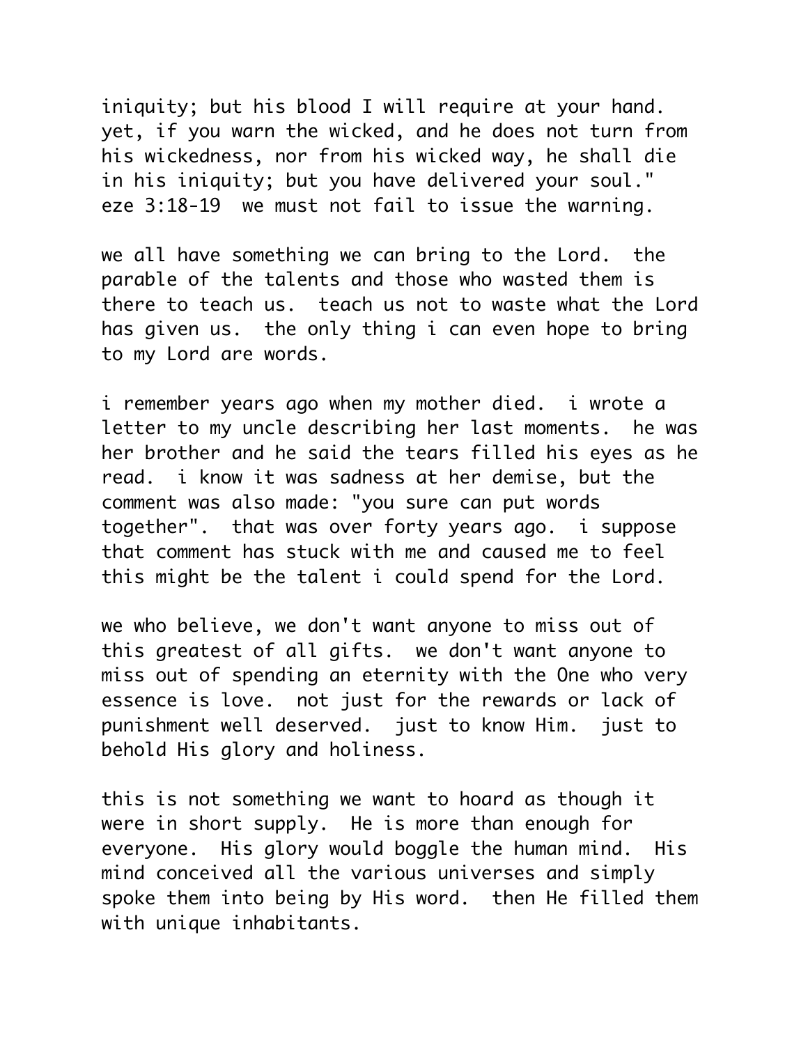iniquity; but his blood I will require at your hand. yet, if you warn the wicked, and he does not turn from his wickedness, nor from his wicked way, he shall die in his iniquity; but you have delivered your soul." eze 3:18-19  we must not fail to issue the warning.

we all have something we can bring to the Lord.  the parable of the talents and those who wasted them is there to teach us.  teach us not to waste what the Lord has given us.  the only thing i can even hope to bring to my Lord are words.

i remember years ago when my mother died.  i wrote a letter to my uncle describing her last moments.  he was her brother and he said the tears filled his eyes as he read.  i know it was sadness at her demise, but the comment was also made: "you sure can put words together".  that was over forty years ago.  i suppose that comment has stuck with me and caused me to feel this might be the talent i could spend for the Lord.

we who believe, we don't want anyone to miss out of this greatest of all gifts.  we don't want anyone to miss out of spending an eternity with the One who very essence is love.  not just for the rewards or lack of punishment well deserved.  just to know Him.  just to behold His glory and holiness.

this is not something we want to hoard as though it were in short supply.  He is more than enough for everyone.  His glory would boggle the human mind.  His mind conceived all the various universes and simply spoke them into being by His word.  then He filled them with unique inhabitants.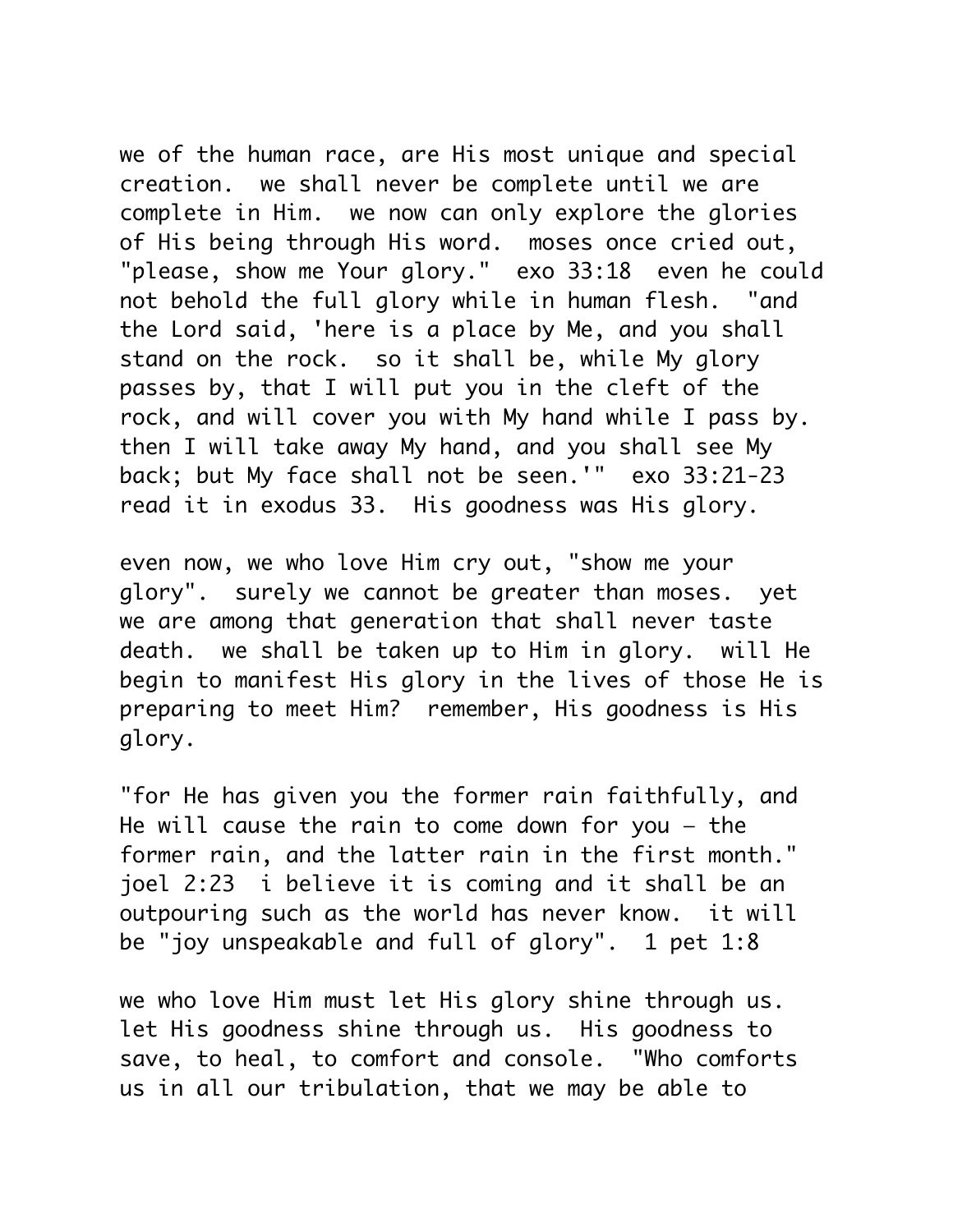we of the human race, are His most unique and special creation. we shall never be complete until we are complete in Him. we now can only explore the glories of His being through His word. moses once cried out, "please, show me Your glory." exo 33:18 even he could not behold the full glory while in human flesh. "and the Lord said, 'here is a place by Me, and you shall stand on the rock. so it shall be, while My glory passes by, that I will put you in the cleft of the rock, and will cover you with My hand while I pass by. then I will take away My hand, and you shall see My back; but My face shall not be seen.'" exo 33:21-23 read it in exodus 33. His goodness was His glory.

even now, we who love Him cry out, "show me your glory". surely we cannot be greater than moses. yet we are among that generation that shall never taste death. we shall be taken up to Him in glory. will He begin to manifest His glory in the lives of those He is preparing to meet Him? remember, His goodness is His glory.

"for He has given you the former rain faithfully, and He will cause the rain to come down for you — the former rain, and the latter rain in the first month." joel 2:23 i believe it is coming and it shall be an outpouring such as the world has never know. it will be "joy unspeakable and full of glory". 1 pet 1:8

we who love Him must let His glory shine through us. let His goodness shine through us. His goodness to save, to heal, to comfort and console. "Who comforts us in all our tribulation, that we may be able to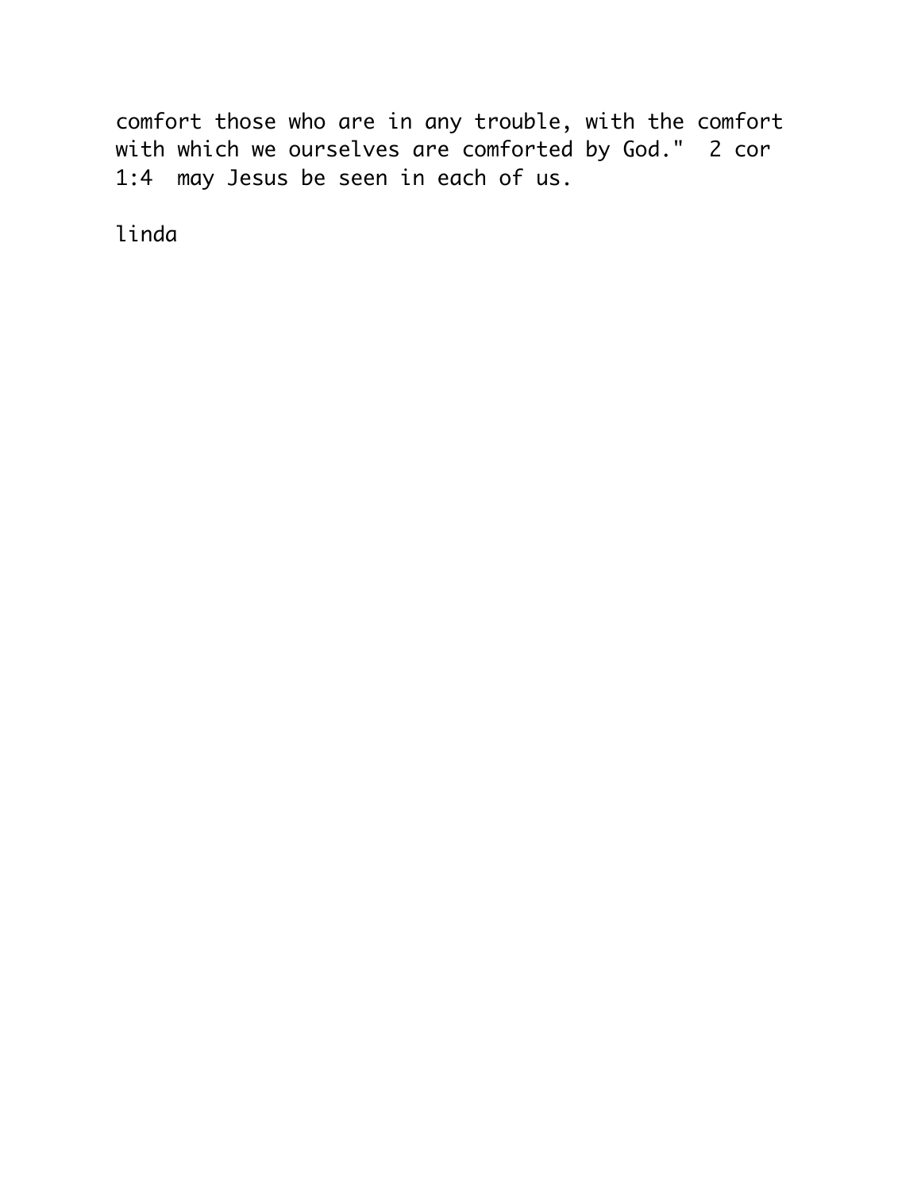comfort those who are in any trouble, with the comfort with which we ourselves are comforted by God."  2 cor 1:4  may Jesus be seen in each of us.

linda